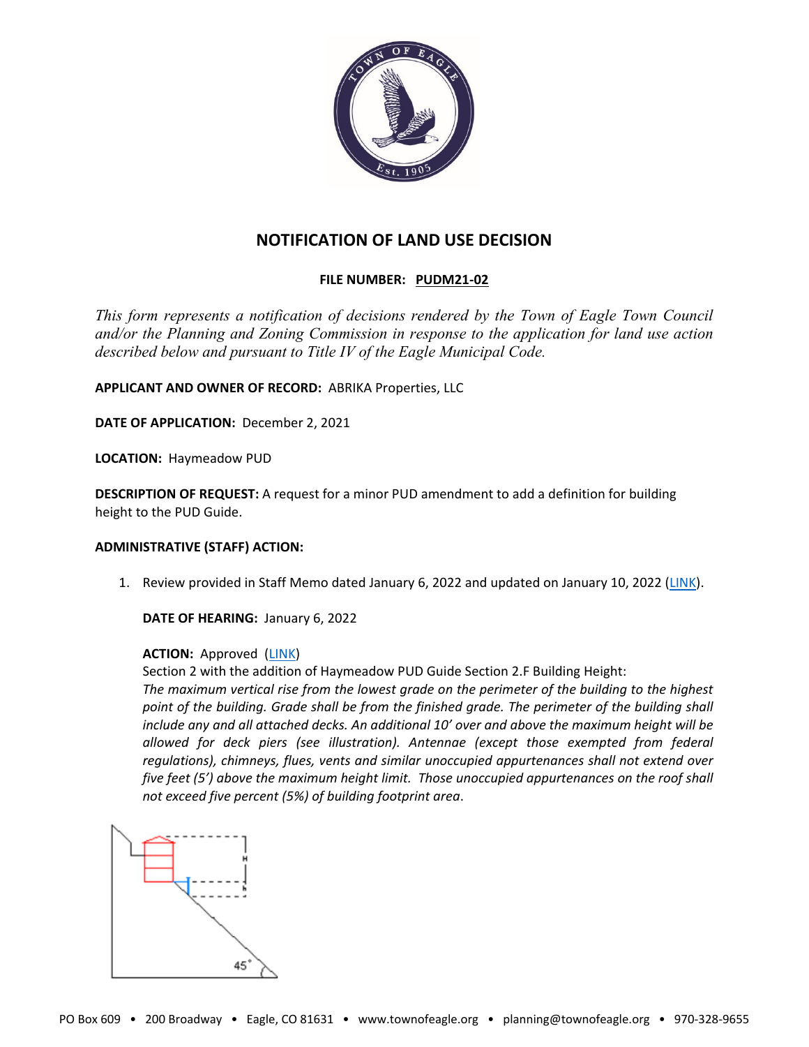# NOTIFICATION OF LAND USE DECISION

**FILE NUMBER: PUDM21-02**

*This form represents a notification of decisions rendered by the Town of Eagle Town Council and/or the Planning and Zoning Commission in response to the application for land use action described below and pursuant to Title IV of the Eagle Municipal Code.*

**APPLICANT AND OWNER OF RECORD:** ABRIKA Properties, LLC

**DATE OF APPLICATION:** December 2, 2021

**LOCATION:** Haymeadow PUD

**DESCRIPTION OF REQUEST:** A request for a minor PUD amendment to add a definition for building height to the PUD Guide.

**ADMINISTRATIVE (STAFF) ACTION:**

1. Review provided in Staff Memo dated January 6, 2022 and updated on January 10, 2022 (LINK).

   **DATE OF HEARING:** January 6, 2022

   **ACTION:** Approved (LINK)
   Section 2 with the addition of Haymeadow PUD Guide Section 2.F Building Height:
   *The maximum vertical rise from the lowest grade on the perimeter of the building to the highest point of the building. Grade shall be from the finished grade. The perimeter of the building shall include any and all attached decks. An additional 10' over and above the maximum height will be allowed for deck piers (see illustration). Antennae (except those exempted from federal regulations), chimneys, flues, vents and similar unoccupied appurtenances shall not extend over five feet (5') above the maximum height limit. Those unoccupied appurtenances on the roof shall not exceed five percent (5%) of building footprint area.*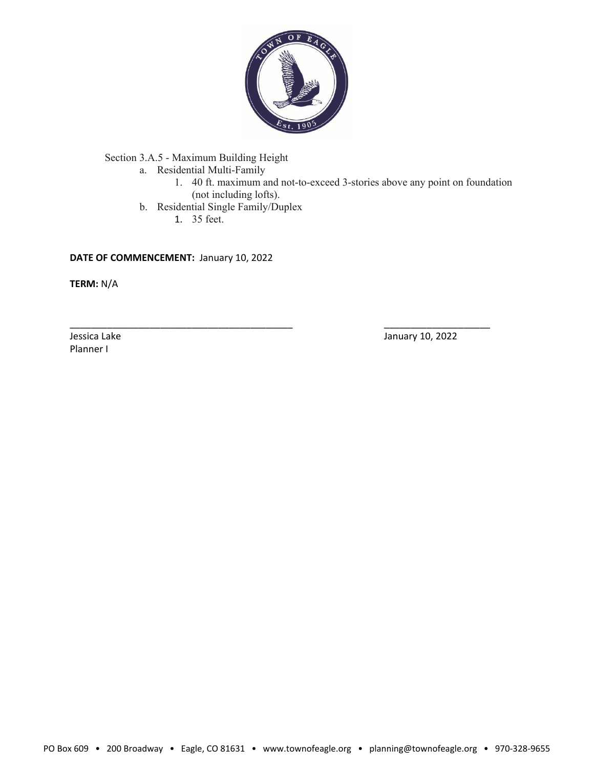Section 3.A.5 - Maximum Building Height

a. Residential Multi-Family
   1. 40 ft. maximum and not-to-exceed 3-stories above any point on foundation (not including lofts).

b. Residential Single Family/Duplex
   1. 35 feet.

**DATE OF COMMENCEMENT:** January 10, 2022

**TERM:** N/A

\_\_\_\_\_\_\_\_\_\_\_\_\_\_\_\_\_\_\_\_\_\_\_\_\_\_\_\_\_\_\_\_\_\_\_\_\_\_\_\_\_\_ \_\_\_\_\_\_\_\_\_\_\_\_\_\_\_\_\_\_\_\_

Jessica Lake January 10, 2022

Planner I

PO Box 609 • 200 Broadway • Eagle, CO 81631 • www.townofeagle.org • planning@townofeagle.org • 970-328-9655